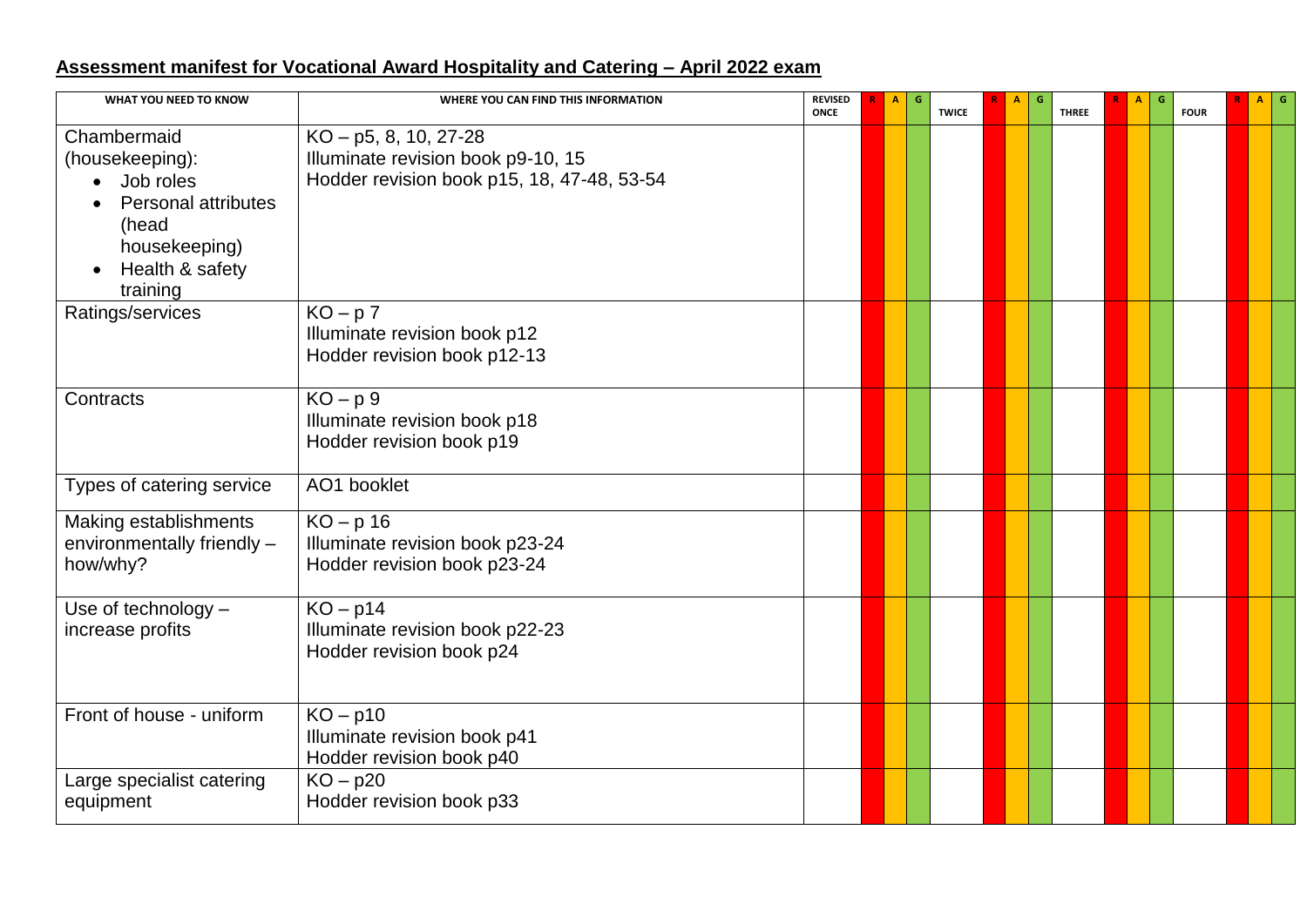## **Assessment manifest for Vocational Award Hospitality and Catering – April 2022 exam**

| WHAT YOU NEED TO KNOW | WHERE YOU CAN FIND THIS INFORMATION | REVISED ONCE | R | A | G | TWICE | R | A | G | THREE | R | A | G | FOUR | R | A | G |
|---|---|---|---|---|---|---|---|---|---|---|---|---|---|---|---|---|---|
| Chambermaid (housekeeping):<br>• Job roles<br>• Personal attributes (head housekeeping)<br>• Health & safety training | KO – p5, 8, 10, 27-28<br>Illuminate revision book p9-10, 15<br>Hodder revision book p15, 18, 47-48, 53-54 | | | | | | | | | | | | | | | | |
| Ratings/services | KO – p 7<br>Illuminate revision book p12<br>Hodder revision book p12-13 | | | | | | | | | | | | | | | | |
| Contracts | KO – p 9<br>Illuminate revision book p18<br>Hodder revision book p19 | | | | | | | | | | | | | | | | |
| Types of catering service | AO1 booklet | | | | | | | | | | | | | | | | |
| Making establishments environmentally friendly – how/why? | KO – p 16<br>Illuminate revision book p23-24<br>Hodder revision book p23-24 | | | | | | | | | | | | | | | | |
| Use of technology – increase profits | KO – p14<br>Illuminate revision book p22-23<br>Hodder revision book p24 | | | | | | | | | | | | | | | | |
| Front of house - uniform | KO – p10<br>Illuminate revision book p41<br>Hodder revision book p40 | | | | | | | | | | | | | | | | |
| Large specialist catering equipment | KO – p20<br>Hodder revision book p33 | | | | | | | | | | | | | | | | |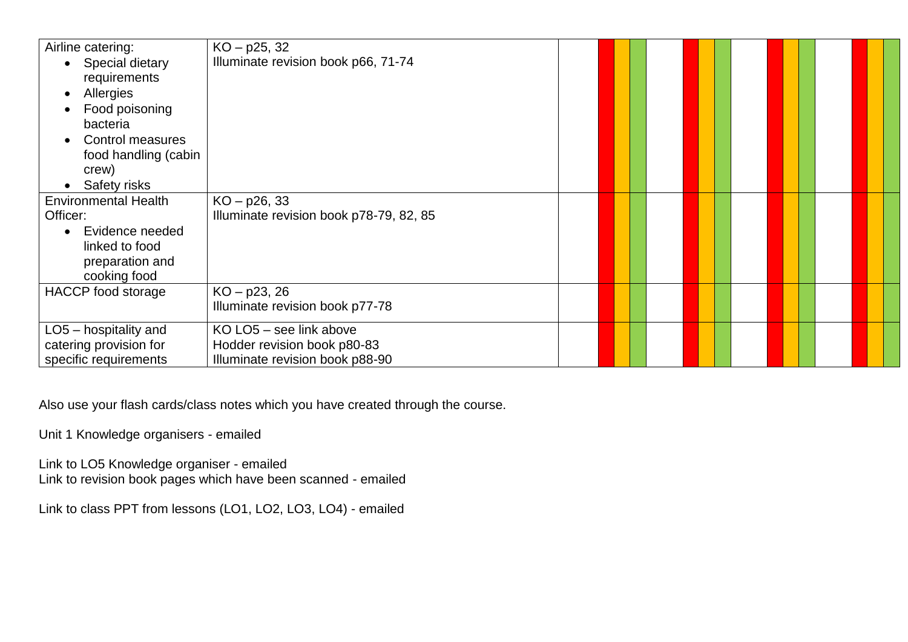| | | | | | | | | | | | | | | | | |
|---|---|---|---|---|---|---|---|---|---|---|---|---|---|---|---|---|
| Airline catering:<br>• Special dietary requirements<br>• Allergies<br>• Food poisoning bacteria<br>• Control measures food handling (cabin crew)<br>• Safety risks | KO – p25, 32<br>Illuminate revision book p66, 71-74 | | | | | | | | | | | | | | | |
| Environmental Health Officer:<br>• Evidence needed linked to food preparation and cooking food | KO – p26, 33<br>Illuminate revision book p78-79, 82, 85 | | | | | | | | | | | | | | | |
| HACCP food storage | KO – p23, 26<br>Illuminate revision book p77-78 | | | | | | | | | | | | | | | |
| LO5 – hospitality and catering provision for specific requirements | KO LO5 – see link above<br>Hodder revision book p80-83<br>Illuminate revision book p88-90 | | | | | | | | | | | | | | | |

Also use your flash cards/class notes which you have created through the course.

Unit 1 Knowledge organisers - emailed

Link to LO5 Knowledge organiser - emailed
Link to revision book pages which have been scanned - emailed

Link to class PPT from lessons (LO1, LO2, LO3, LO4) - emailed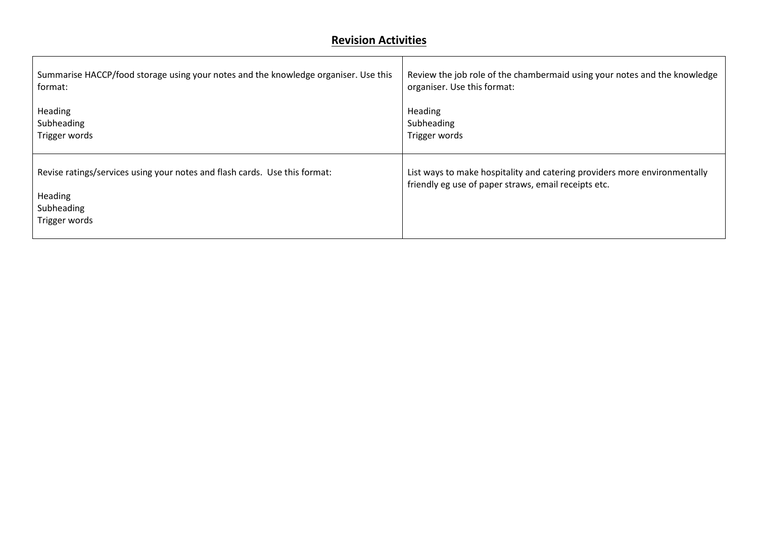## Revision Activities

| | |
|---|---|
| Summarise HACCP/food storage using your notes and the knowledge organiser. Use this format:<br><br>Heading<br>Subheading<br>Trigger words | Review the job role of the chambermaid using your notes and the knowledge organiser. Use this format:<br><br>Heading<br>Subheading<br>Trigger words |
| Revise ratings/services using your notes and flash cards. Use this format:<br><br>Heading<br>Subheading<br>Trigger words | List ways to make hospitality and catering providers more environmentally friendly eg use of paper straws, email receipts etc. |